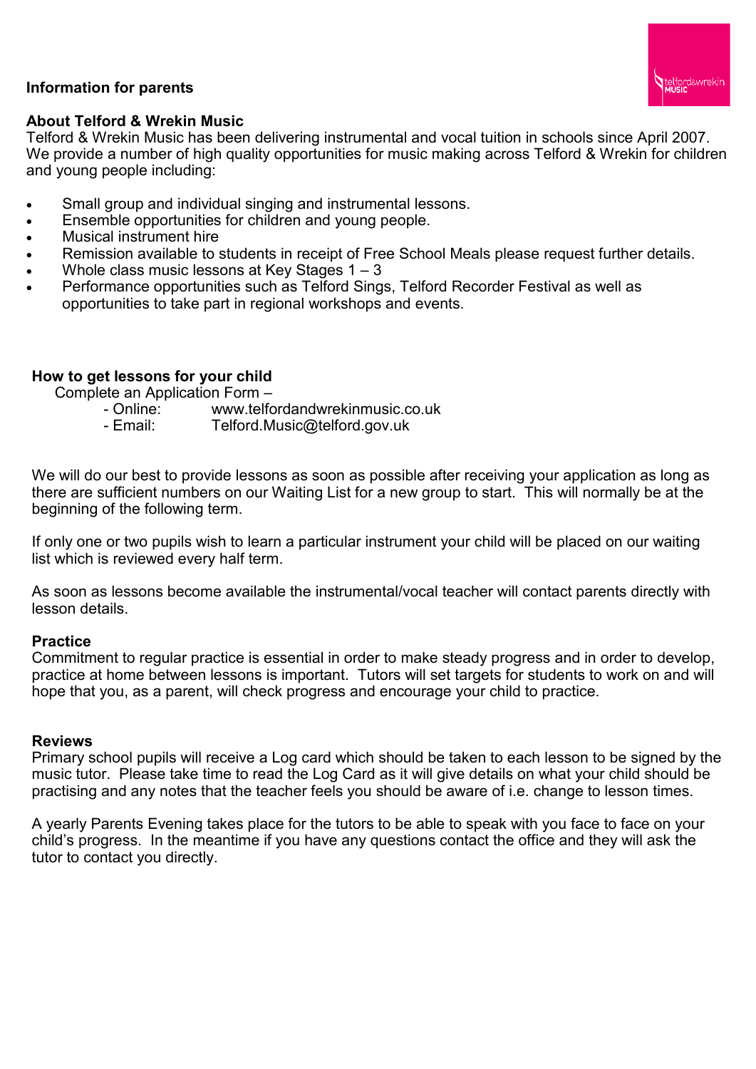**Information for parents**

## About Telford & Wrekin Music

Telford & Wrekin Music has been delivering instrumental and vocal tuition in schools since April 2007. We provide a number of high quality opportunities for music making across Telford & Wrekin for children and young people including:

- Small group and individual singing and instrumental lessons.
- Ensemble opportunities for children and young people.
- Musical instrument hire
- Remission available to students in receipt of Free School Meals please request further details.
- Whole class music lessons at Key Stages 1 – 3
- Performance opportunities such as Telford Sings, Telford Recorder Festival as well as opportunities to take part in regional workshops and events.

## How to get lessons for your child

Complete an Application Form –

- Online: www.telfordandwrekinmusic.co.uk
- Email: Telford.Music@telford.gov.uk

We will do our best to provide lessons as soon as possible after receiving your application as long as there are sufficient numbers on our Waiting List for a new group to start. This will normally be at the beginning of the following term.

If only one or two pupils wish to learn a particular instrument your child will be placed on our waiting list which is reviewed every half term.

As soon as lessons become available the instrumental/vocal teacher will contact parents directly with lesson details.

## Practice

Commitment to regular practice is essential in order to make steady progress and in order to develop, practice at home between lessons is important. Tutors will set targets for students to work on and will hope that you, as a parent, will check progress and encourage your child to practice.

## Reviews

Primary school pupils will receive a Log card which should be taken to each lesson to be signed by the music tutor. Please take time to read the Log Card as it will give details on what your child should be practising and any notes that the teacher feels you should be aware of i.e. change to lesson times.

A yearly Parents Evening takes place for the tutors to be able to speak with you face to face on your child's progress. In the meantime if you have any questions contact the office and they will ask the tutor to contact you directly.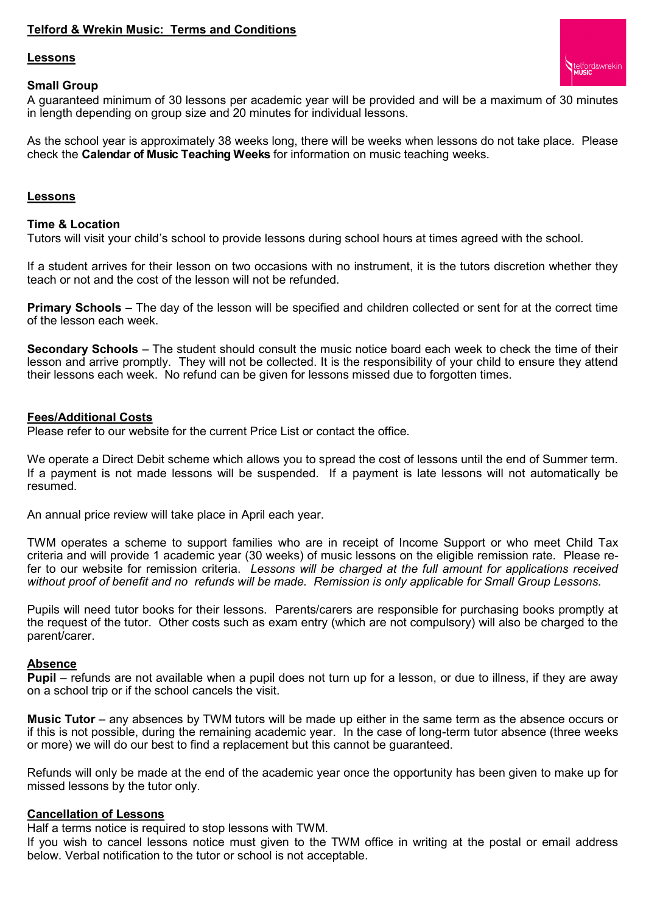## Telford & Wrekin Music: Terms and Conditions

### Lessons

**Small Group**
A guaranteed minimum of 30 lessons per academic year will be provided and will be a maximum of 30 minutes in length depending on group size and 20 minutes for individual lessons.

As the school year is approximately 38 weeks long, there will be weeks when lessons do not take place. Please check the **Calendar of Music Teaching Weeks** for information on music teaching weeks.

### Lessons

**Time & Location**
Tutors will visit your child's school to provide lessons during school hours at times agreed with the school.

If a student arrives for their lesson on two occasions with no instrument, it is the tutors discretion whether they teach or not and the cost of the lesson will not be refunded.

**Primary Schools –** The day of the lesson will be specified and children collected or sent for at the correct time of the lesson each week.

**Secondary Schools** – The student should consult the music notice board each week to check the time of their lesson and arrive promptly. They will not be collected. It is the responsibility of your child to ensure they attend their lessons each week. No refund can be given for lessons missed due to forgotten times.

### Fees/Additional Costs

Please refer to our website for the current Price List or contact the office.

We operate a Direct Debit scheme which allows you to spread the cost of lessons until the end of Summer term. If a payment is not made lessons will be suspended. If a payment is late lessons will not automatically be resumed.

An annual price review will take place in April each year.

TWM operates a scheme to support families who are in receipt of Income Support or who meet Child Tax criteria and will provide 1 academic year (30 weeks) of music lessons on the eligible remission rate. Please refer to our website for remission criteria. *Lessons will be charged at the full amount for applications received without proof of benefit and no refunds will be made. Remission is only applicable for Small Group Lessons.*

Pupils will need tutor books for their lessons. Parents/carers are responsible for purchasing books promptly at the request of the tutor. Other costs such as exam entry (which are not compulsory) will also be charged to the parent/carer.

### Absence

**Pupil** – refunds are not available when a pupil does not turn up for a lesson, or due to illness, if they are away on a school trip or if the school cancels the visit.

**Music Tutor** – any absences by TWM tutors will be made up either in the same term as the absence occurs or if this is not possible, during the remaining academic year. In the case of long-term tutor absence (three weeks or more) we will do our best to find a replacement but this cannot be guaranteed.

Refunds will only be made at the end of the academic year once the opportunity has been given to make up for missed lessons by the tutor only.

### Cancellation of Lessons

Half a terms notice is required to stop lessons with TWM.
If you wish to cancel lessons notice must given to the TWM office in writing at the postal or email address below. Verbal notification to the tutor or school is not acceptable.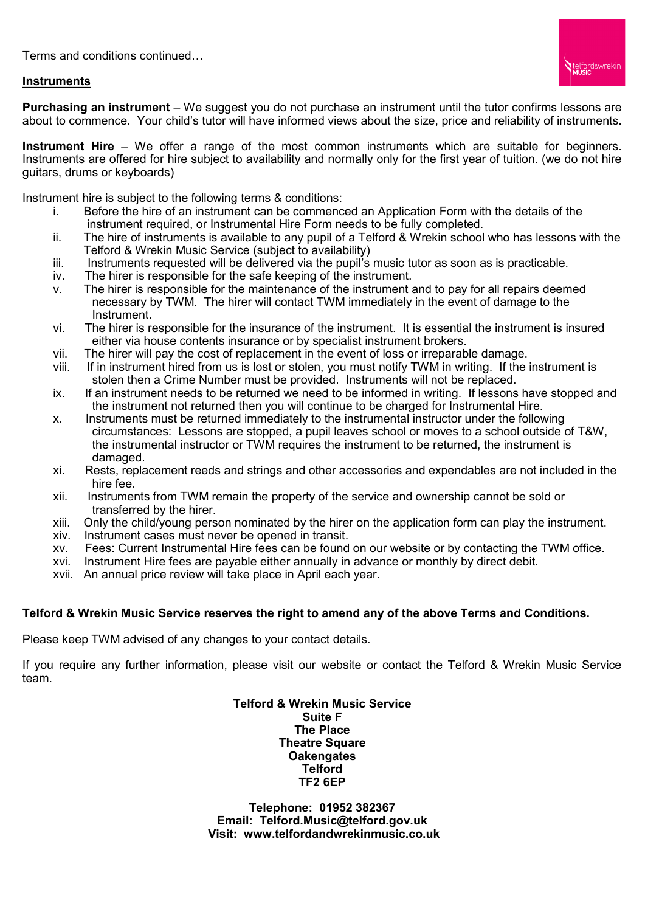Terms and conditions continued…

## Instruments

**Purchasing an instrument** – We suggest you do not purchase an instrument until the tutor confirms lessons are about to commence. Your child's tutor will have informed views about the size, price and reliability of instruments.

**Instrument Hire** – We offer a range of the most common instruments which are suitable for beginners. Instruments are offered for hire subject to availability and normally only for the first year of tuition. (we do not hire guitars, drums or keyboards)

Instrument hire is subject to the following terms & conditions:

i. Before the hire of an instrument can be commenced an Application Form with the details of the instrument required, or Instrumental Hire Form needs to be fully completed.
ii. The hire of instruments is available to any pupil of a Telford & Wrekin school who has lessons with the Telford & Wrekin Music Service (subject to availability)
iii. Instruments requested will be delivered via the pupil's music tutor as soon as is practicable.
iv. The hirer is responsible for the safe keeping of the instrument.
v. The hirer is responsible for the maintenance of the instrument and to pay for all repairs deemed necessary by TWM. The hirer will contact TWM immediately in the event of damage to the Instrument.
vi. The hirer is responsible for the insurance of the instrument. It is essential the instrument is insured either via house contents insurance or by specialist instrument brokers.
vii. The hirer will pay the cost of replacement in the event of loss or irreparable damage.
viii. If in instrument hired from us is lost or stolen, you must notify TWM in writing. If the instrument is stolen then a Crime Number must be provided. Instruments will not be replaced.
ix. If an instrument needs to be returned we need to be informed in writing. If lessons have stopped and the instrument not returned then you will continue to be charged for Instrumental Hire.
x. Instruments must be returned immediately to the instrumental instructor under the following circumstances: Lessons are stopped, a pupil leaves school or moves to a school outside of T&W, the instrumental instructor or TWM requires the instrument to be returned, the instrument is damaged.
xi. Rests, replacement reeds and strings and other accessories and expendables are not included in the hire fee.
xii. Instruments from TWM remain the property of the service and ownership cannot be sold or transferred by the hirer.
xiii. Only the child/young person nominated by the hirer on the application form can play the instrument.
xiv. Instrument cases must never be opened in transit.
xv. Fees: Current Instrumental Hire fees can be found on our website or by contacting the TWM office.
xvi. Instrument Hire fees are payable either annually in advance or monthly by direct debit.
xvii. An annual price review will take place in April each year.

**Telford & Wrekin Music Service reserves the right to amend any of the above Terms and Conditions.**

Please keep TWM advised of any changes to your contact details.

If you require any further information, please visit our website or contact the Telford & Wrekin Music Service team.

**Telford & Wrekin Music Service**
**Suite F**
**The Place**
**Theatre Square**
**Oakengates**
**Telford**
**TF2 6EP**

**Telephone: 01952 382367**
**Email: Telford.Music@telford.gov.uk**
**Visit: www.telfordandwrekinmusic.co.uk**